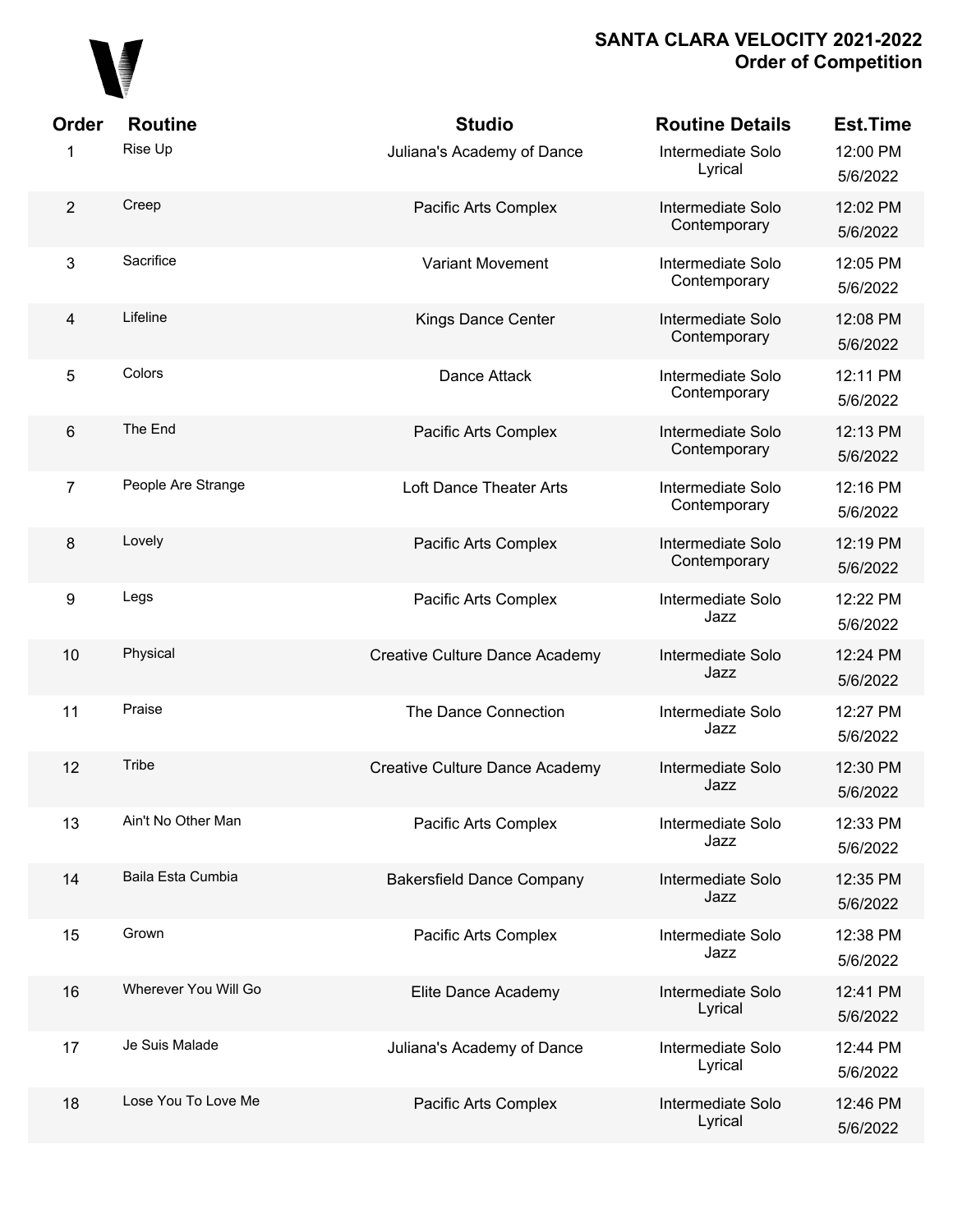**SANTA CLARA VELOCITY 2021-2022**
**Order of Competition**

| Order | Routine | Studio | Routine Details | Est.Time |
|---|---|---|---|---|
| 1 | Rise Up | Juliana's Academy of Dance | Intermediate Solo Lyrical | 12:00 PM 5/6/2022 |
| 2 | Creep | Pacific Arts Complex | Intermediate Solo Contemporary | 12:02 PM 5/6/2022 |
| 3 | Sacrifice | Variant Movement | Intermediate Solo Contemporary | 12:05 PM 5/6/2022 |
| 4 | Lifeline | Kings Dance Center | Intermediate Solo Contemporary | 12:08 PM 5/6/2022 |
| 5 | Colors | Dance Attack | Intermediate Solo Contemporary | 12:11 PM 5/6/2022 |
| 6 | The End | Pacific Arts Complex | Intermediate Solo Contemporary | 12:13 PM 5/6/2022 |
| 7 | People Are Strange | Loft Dance Theater Arts | Intermediate Solo Contemporary | 12:16 PM 5/6/2022 |
| 8 | Lovely | Pacific Arts Complex | Intermediate Solo Contemporary | 12:19 PM 5/6/2022 |
| 9 | Legs | Pacific Arts Complex | Intermediate Solo Jazz | 12:22 PM 5/6/2022 |
| 10 | Physical | Creative Culture Dance Academy | Intermediate Solo Jazz | 12:24 PM 5/6/2022 |
| 11 | Praise | The Dance Connection | Intermediate Solo Jazz | 12:27 PM 5/6/2022 |
| 12 | Tribe | Creative Culture Dance Academy | Intermediate Solo Jazz | 12:30 PM 5/6/2022 |
| 13 | Ain't No Other Man | Pacific Arts Complex | Intermediate Solo Jazz | 12:33 PM 5/6/2022 |
| 14 | Baila Esta Cumbia | Bakersfield Dance Company | Intermediate Solo Jazz | 12:35 PM 5/6/2022 |
| 15 | Grown | Pacific Arts Complex | Intermediate Solo Jazz | 12:38 PM 5/6/2022 |
| 16 | Wherever You Will Go | Elite Dance Academy | Intermediate Solo Lyrical | 12:41 PM 5/6/2022 |
| 17 | Je Suis Malade | Juliana's Academy of Dance | Intermediate Solo Lyrical | 12:44 PM 5/6/2022 |
| 18 | Lose You To Love Me | Pacific Arts Complex | Intermediate Solo Lyrical | 12:46 PM 5/6/2022 |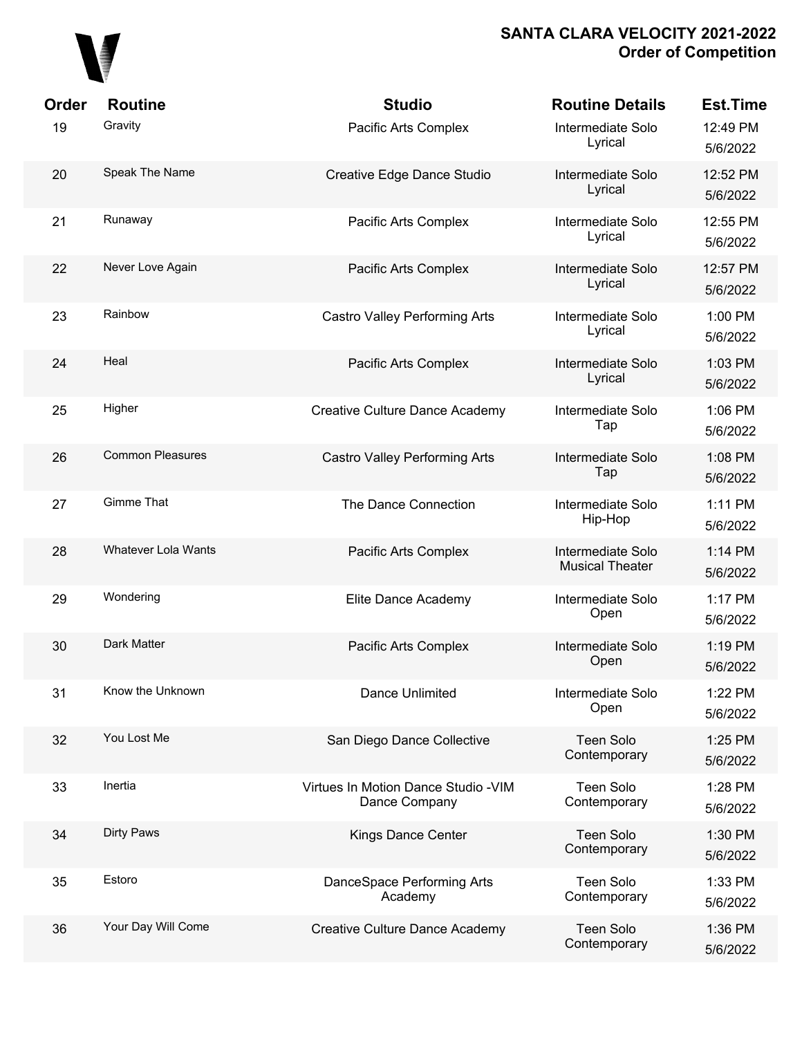| Order | Routine | Studio | Routine Details | Est.Time |
|---|---|---|---|---|
| 19 | Gravity | Pacific Arts Complex | Intermediate Solo Lyrical | 12:49 PM 5/6/2022 |
| 20 | Speak The Name | Creative Edge Dance Studio | Intermediate Solo Lyrical | 12:52 PM 5/6/2022 |
| 21 | Runaway | Pacific Arts Complex | Intermediate Solo Lyrical | 12:55 PM 5/6/2022 |
| 22 | Never Love Again | Pacific Arts Complex | Intermediate Solo Lyrical | 12:57 PM 5/6/2022 |
| 23 | Rainbow | Castro Valley Performing Arts | Intermediate Solo Lyrical | 1:00 PM 5/6/2022 |
| 24 | Heal | Pacific Arts Complex | Intermediate Solo Lyrical | 1:03 PM 5/6/2022 |
| 25 | Higher | Creative Culture Dance Academy | Intermediate Solo Tap | 1:06 PM 5/6/2022 |
| 26 | Common Pleasures | Castro Valley Performing Arts | Intermediate Solo Tap | 1:08 PM 5/6/2022 |
| 27 | Gimme That | The Dance Connection | Intermediate Solo Hip-Hop | 1:11 PM 5/6/2022 |
| 28 | Whatever Lola Wants | Pacific Arts Complex | Intermediate Solo Musical Theater | 1:14 PM 5/6/2022 |
| 29 | Wondering | Elite Dance Academy | Intermediate Solo Open | 1:17 PM 5/6/2022 |
| 30 | Dark Matter | Pacific Arts Complex | Intermediate Solo Open | 1:19 PM 5/6/2022 |
| 31 | Know the Unknown | Dance Unlimited | Intermediate Solo Open | 1:22 PM 5/6/2022 |
| 32 | You Lost Me | San Diego Dance Collective | Teen Solo Contemporary | 1:25 PM 5/6/2022 |
| 33 | Inertia | Virtues In Motion Dance Studio -VIM Dance Company | Teen Solo Contemporary | 1:28 PM 5/6/2022 |
| 34 | Dirty Paws | Kings Dance Center | Teen Solo Contemporary | 1:30 PM 5/6/2022 |
| 35 | Estoro | DanceSpace Performing Arts Academy | Teen Solo Contemporary | 1:33 PM 5/6/2022 |
| 36 | Your Day Will Come | Creative Culture Dance Academy | Teen Solo Contemporary | 1:36 PM 5/6/2022 |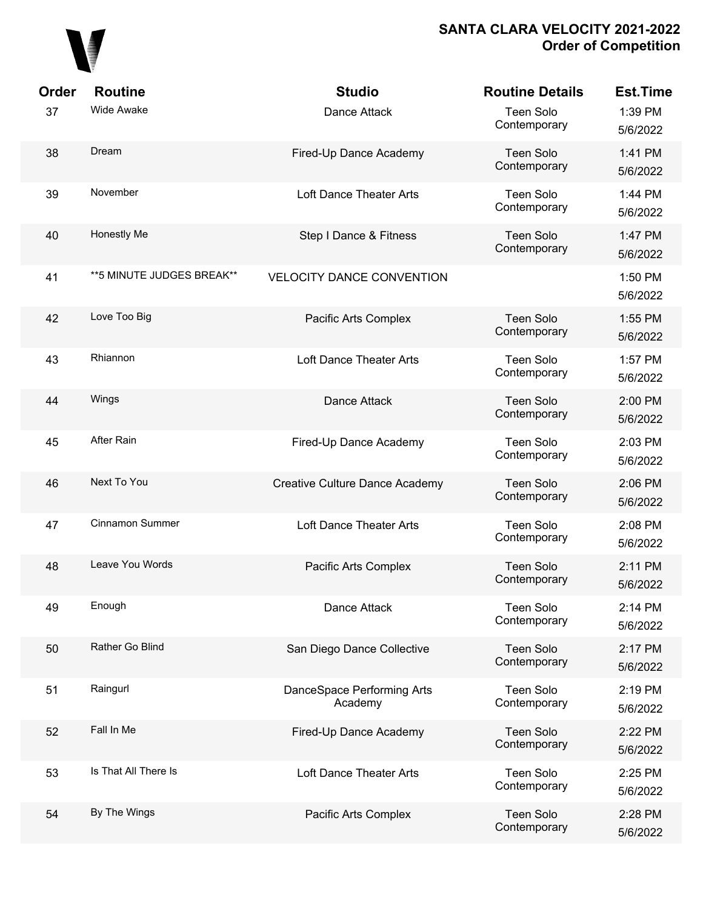# SANTA CLARA VELOCITY 2021-2022
## Order of Competition

| Order | Routine | Studio | Routine Details | Est.Time |
|---|---|---|---|---|
| 37 | Wide Awake | Dance Attack | Teen Solo Contemporary | 1:39 PM 5/6/2022 |
| 38 | Dream | Fired-Up Dance Academy | Teen Solo Contemporary | 1:41 PM 5/6/2022 |
| 39 | November | Loft Dance Theater Arts | Teen Solo Contemporary | 1:44 PM 5/6/2022 |
| 40 | Honestly Me | Step I Dance & Fitness | Teen Solo Contemporary | 1:47 PM 5/6/2022 |
| 41 | **5 MINUTE JUDGES BREAK** | VELOCITY DANCE CONVENTION | | 1:50 PM 5/6/2022 |
| 42 | Love Too Big | Pacific Arts Complex | Teen Solo Contemporary | 1:55 PM 5/6/2022 |
| 43 | Rhiannon | Loft Dance Theater Arts | Teen Solo Contemporary | 1:57 PM 5/6/2022 |
| 44 | Wings | Dance Attack | Teen Solo Contemporary | 2:00 PM 5/6/2022 |
| 45 | After Rain | Fired-Up Dance Academy | Teen Solo Contemporary | 2:03 PM 5/6/2022 |
| 46 | Next To You | Creative Culture Dance Academy | Teen Solo Contemporary | 2:06 PM 5/6/2022 |
| 47 | Cinnamon Summer | Loft Dance Theater Arts | Teen Solo Contemporary | 2:08 PM 5/6/2022 |
| 48 | Leave You Words | Pacific Arts Complex | Teen Solo Contemporary | 2:11 PM 5/6/2022 |
| 49 | Enough | Dance Attack | Teen Solo Contemporary | 2:14 PM 5/6/2022 |
| 50 | Rather Go Blind | San Diego Dance Collective | Teen Solo Contemporary | 2:17 PM 5/6/2022 |
| 51 | Raingurl | DanceSpace Performing Arts Academy | Teen Solo Contemporary | 2:19 PM 5/6/2022 |
| 52 | Fall In Me | Fired-Up Dance Academy | Teen Solo Contemporary | 2:22 PM 5/6/2022 |
| 53 | Is That All There Is | Loft Dance Theater Arts | Teen Solo Contemporary | 2:25 PM 5/6/2022 |
| 54 | By The Wings | Pacific Arts Complex | Teen Solo Contemporary | 2:28 PM 5/6/2022 |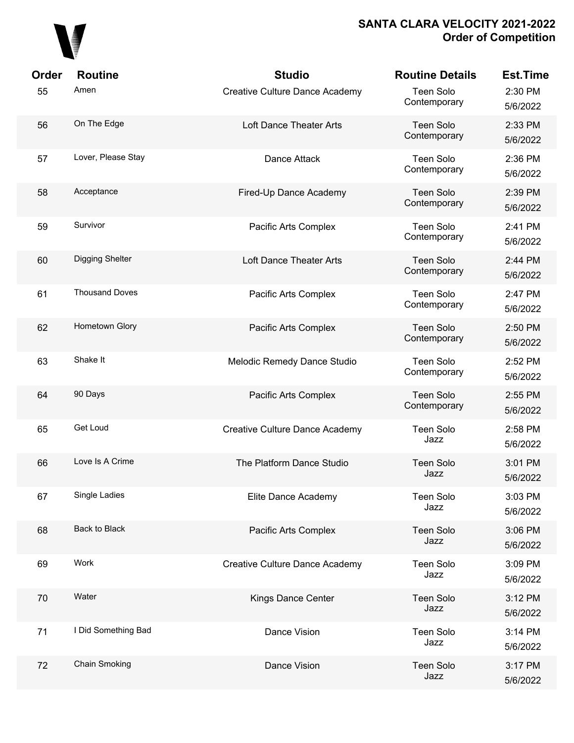# SANTA CLARA VELOCITY 2021-2022
## Order of Competition

| Order | Routine | Studio | Routine Details | Est.Time |
|---|---|---|---|---|
| 55 | Amen | Creative Culture Dance Academy | Teen Solo Contemporary | 2:30 PM 5/6/2022 |
| 56 | On The Edge | Loft Dance Theater Arts | Teen Solo Contemporary | 2:33 PM 5/6/2022 |
| 57 | Lover, Please Stay | Dance Attack | Teen Solo Contemporary | 2:36 PM 5/6/2022 |
| 58 | Acceptance | Fired-Up Dance Academy | Teen Solo Contemporary | 2:39 PM 5/6/2022 |
| 59 | Survivor | Pacific Arts Complex | Teen Solo Contemporary | 2:41 PM 5/6/2022 |
| 60 | Digging Shelter | Loft Dance Theater Arts | Teen Solo Contemporary | 2:44 PM 5/6/2022 |
| 61 | Thousand Doves | Pacific Arts Complex | Teen Solo Contemporary | 2:47 PM 5/6/2022 |
| 62 | Hometown Glory | Pacific Arts Complex | Teen Solo Contemporary | 2:50 PM 5/6/2022 |
| 63 | Shake It | Melodic Remedy Dance Studio | Teen Solo Contemporary | 2:52 PM 5/6/2022 |
| 64 | 90 Days | Pacific Arts Complex | Teen Solo Contemporary | 2:55 PM 5/6/2022 |
| 65 | Get Loud | Creative Culture Dance Academy | Teen Solo Jazz | 2:58 PM 5/6/2022 |
| 66 | Love Is A Crime | The Platform Dance Studio | Teen Solo Jazz | 3:01 PM 5/6/2022 |
| 67 | Single Ladies | Elite Dance Academy | Teen Solo Jazz | 3:03 PM 5/6/2022 |
| 68 | Back to Black | Pacific Arts Complex | Teen Solo Jazz | 3:06 PM 5/6/2022 |
| 69 | Work | Creative Culture Dance Academy | Teen Solo Jazz | 3:09 PM 5/6/2022 |
| 70 | Water | Kings Dance Center | Teen Solo Jazz | 3:12 PM 5/6/2022 |
| 71 | I Did Something Bad | Dance Vision | Teen Solo Jazz | 3:14 PM 5/6/2022 |
| 72 | Chain Smoking | Dance Vision | Teen Solo Jazz | 3:17 PM 5/6/2022 |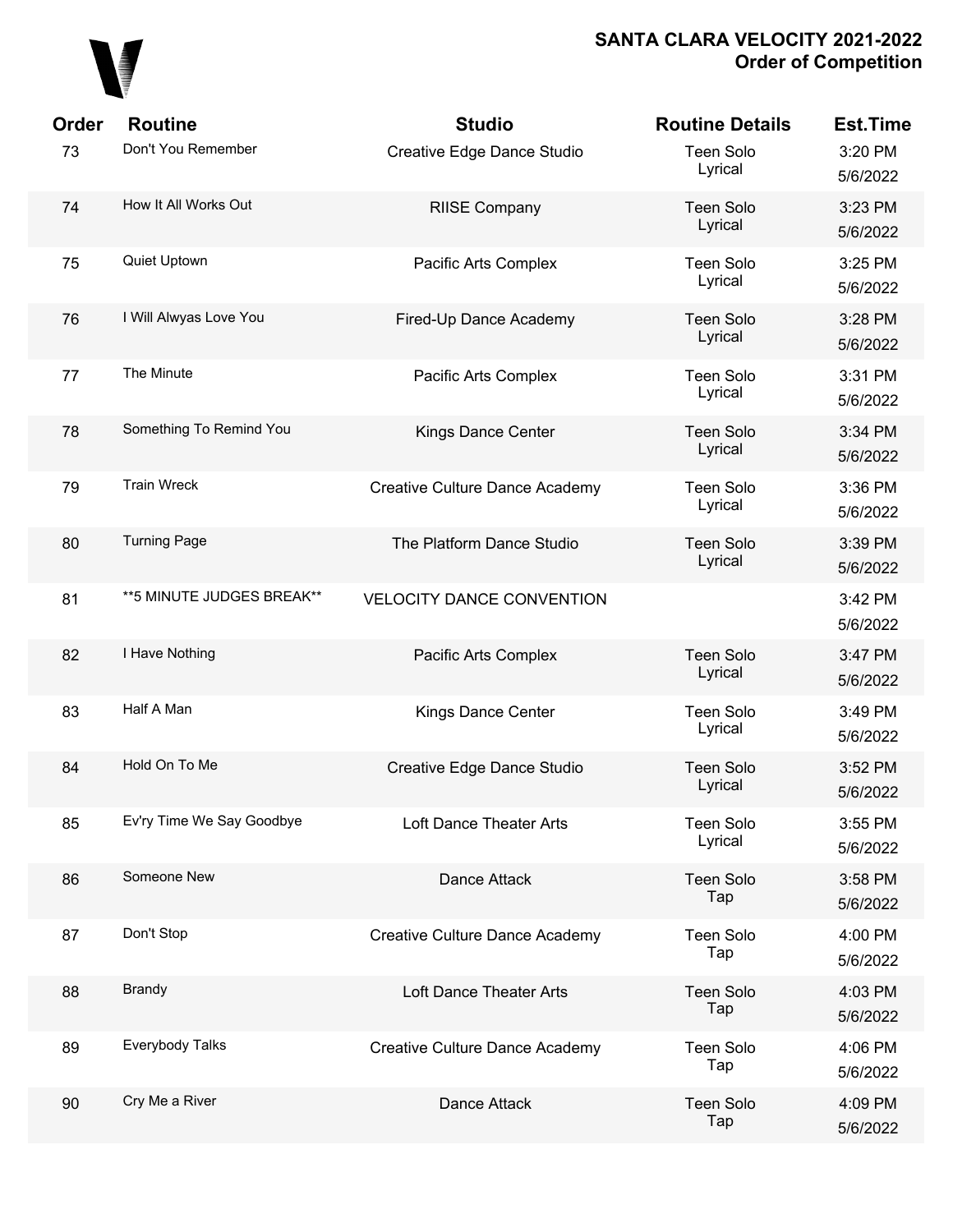# SANTA CLARA VELOCITY 2021-2022
## Order of Competition

| Order | Routine | Studio | Routine Details | Est.Time |
|---|---|---|---|---|
| 73 | Don't You Remember | Creative Edge Dance Studio | Teen Solo Lyrical | 3:20 PM 5/6/2022 |
| 74 | How It All Works Out | RIISE Company | Teen Solo Lyrical | 3:23 PM 5/6/2022 |
| 75 | Quiet Uptown | Pacific Arts Complex | Teen Solo Lyrical | 3:25 PM 5/6/2022 |
| 76 | I Will Alwyas Love You | Fired-Up Dance Academy | Teen Solo Lyrical | 3:28 PM 5/6/2022 |
| 77 | The Minute | Pacific Arts Complex | Teen Solo Lyrical | 3:31 PM 5/6/2022 |
| 78 | Something To Remind You | Kings Dance Center | Teen Solo Lyrical | 3:34 PM 5/6/2022 |
| 79 | Train Wreck | Creative Culture Dance Academy | Teen Solo Lyrical | 3:36 PM 5/6/2022 |
| 80 | Turning Page | The Platform Dance Studio | Teen Solo Lyrical | 3:39 PM 5/6/2022 |
| 81 | **5 MINUTE JUDGES BREAK** | VELOCITY DANCE CONVENTION | | 3:42 PM 5/6/2022 |
| 82 | I Have Nothing | Pacific Arts Complex | Teen Solo Lyrical | 3:47 PM 5/6/2022 |
| 83 | Half A Man | Kings Dance Center | Teen Solo Lyrical | 3:49 PM 5/6/2022 |
| 84 | Hold On To Me | Creative Edge Dance Studio | Teen Solo Lyrical | 3:52 PM 5/6/2022 |
| 85 | Ev'ry Time We Say Goodbye | Loft Dance Theater Arts | Teen Solo Lyrical | 3:55 PM 5/6/2022 |
| 86 | Someone New | Dance Attack | Teen Solo Tap | 3:58 PM 5/6/2022 |
| 87 | Don't Stop | Creative Culture Dance Academy | Teen Solo Tap | 4:00 PM 5/6/2022 |
| 88 | Brandy | Loft Dance Theater Arts | Teen Solo Tap | 4:03 PM 5/6/2022 |
| 89 | Everybody Talks | Creative Culture Dance Academy | Teen Solo Tap | 4:06 PM 5/6/2022 |
| 90 | Cry Me a River | Dance Attack | Teen Solo Tap | 4:09 PM 5/6/2022 |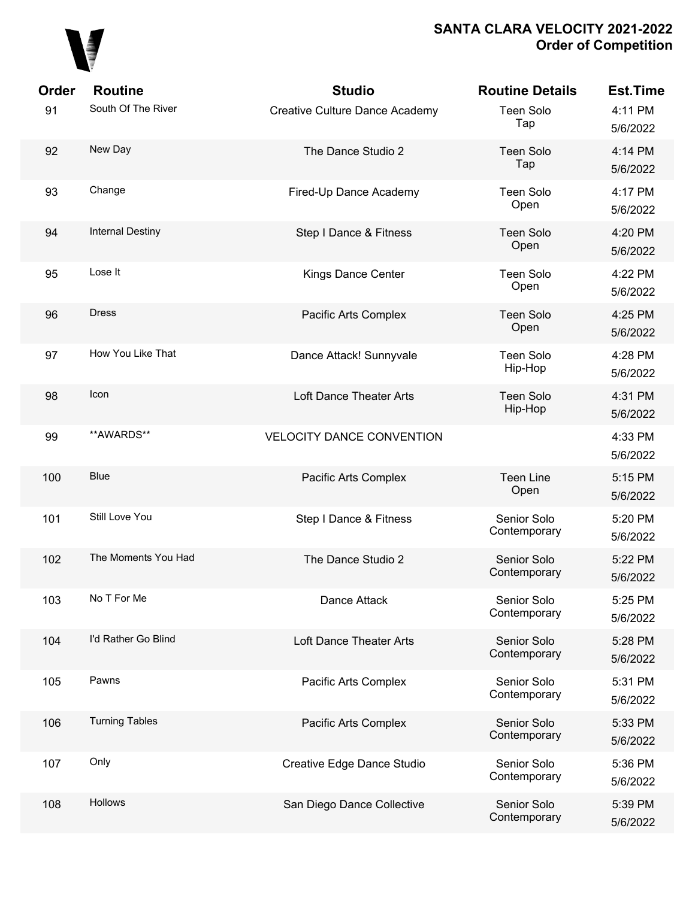**SANTA CLARA VELOCITY 2021-2022**
**Order of Competition**

| Order | Routine | Studio | Routine Details | Est.Time |
|---|---|---|---|---|
| 91 | South Of The River | Creative Culture Dance Academy | Teen Solo Tap | 4:11 PM 5/6/2022 |
| 92 | New Day | The Dance Studio 2 | Teen Solo Tap | 4:14 PM 5/6/2022 |
| 93 | Change | Fired-Up Dance Academy | Teen Solo Open | 4:17 PM 5/6/2022 |
| 94 | Internal Destiny | Step I Dance & Fitness | Teen Solo Open | 4:20 PM 5/6/2022 |
| 95 | Lose It | Kings Dance Center | Teen Solo Open | 4:22 PM 5/6/2022 |
| 96 | Dress | Pacific Arts Complex | Teen Solo Open | 4:25 PM 5/6/2022 |
| 97 | How You Like That | Dance Attack! Sunnyvale | Teen Solo Hip-Hop | 4:28 PM 5/6/2022 |
| 98 | Icon | Loft Dance Theater Arts | Teen Solo Hip-Hop | 4:31 PM 5/6/2022 |
| 99 | **AWARDS** | VELOCITY DANCE CONVENTION | | 4:33 PM 5/6/2022 |
| 100 | Blue | Pacific Arts Complex | Teen Line Open | 5:15 PM 5/6/2022 |
| 101 | Still Love You | Step I Dance & Fitness | Senior Solo Contemporary | 5:20 PM 5/6/2022 |
| 102 | The Moments You Had | The Dance Studio 2 | Senior Solo Contemporary | 5:22 PM 5/6/2022 |
| 103 | No T For Me | Dance Attack | Senior Solo Contemporary | 5:25 PM 5/6/2022 |
| 104 | I'd Rather Go Blind | Loft Dance Theater Arts | Senior Solo Contemporary | 5:28 PM 5/6/2022 |
| 105 | Pawns | Pacific Arts Complex | Senior Solo Contemporary | 5:31 PM 5/6/2022 |
| 106 | Turning Tables | Pacific Arts Complex | Senior Solo Contemporary | 5:33 PM 5/6/2022 |
| 107 | Only | Creative Edge Dance Studio | Senior Solo Contemporary | 5:36 PM 5/6/2022 |
| 108 | Hollows | San Diego Dance Collective | Senior Solo Contemporary | 5:39 PM 5/6/2022 |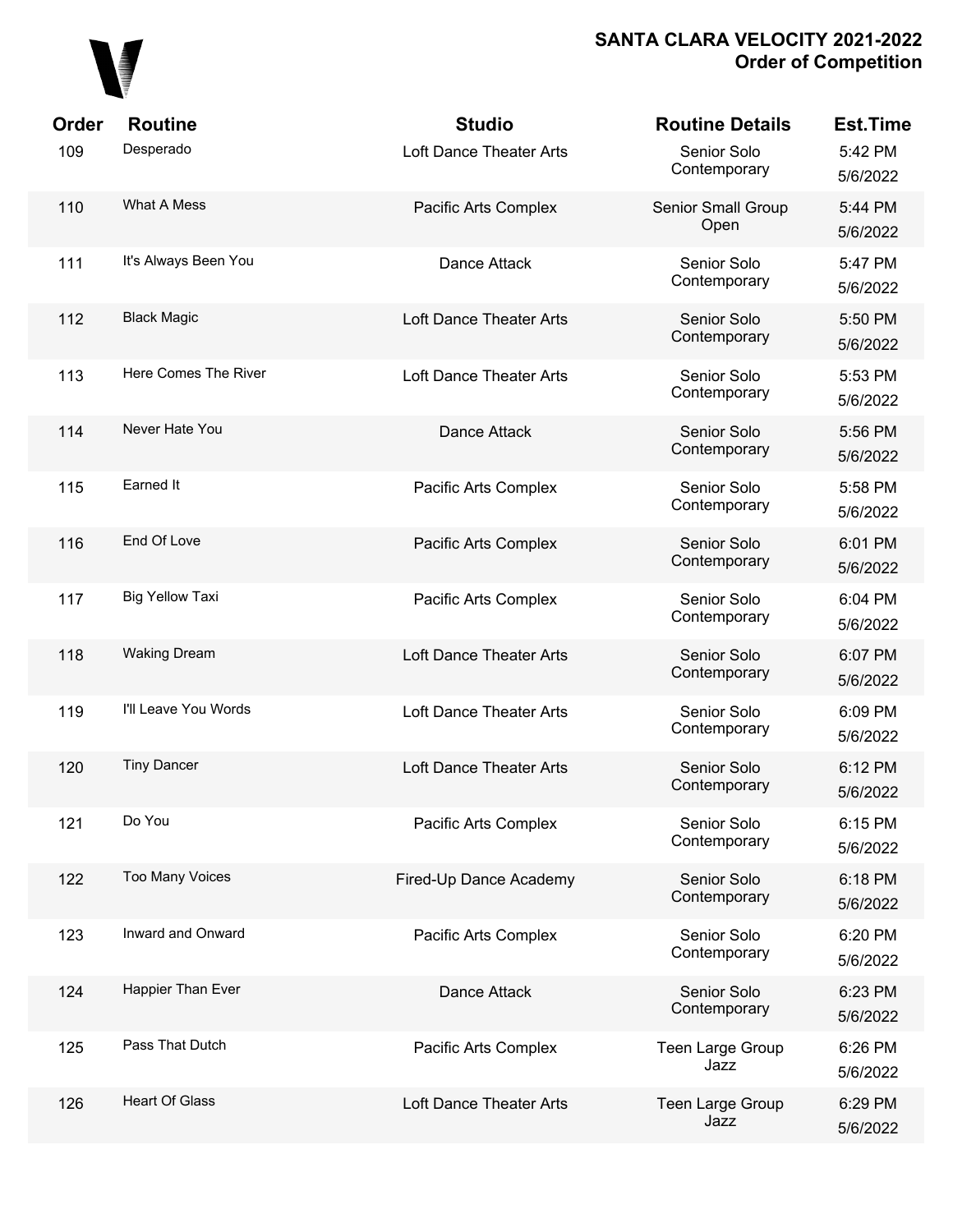## SANTA CLARA VELOCITY 2021-2022
## Order of Competition

| Order | Routine | Studio | Routine Details | Est.Time |
|---|---|---|---|---|
| 109 | Desperado | Loft Dance Theater Arts | Senior Solo Contemporary | 5:42 PM 5/6/2022 |
| 110 | What A Mess | Pacific Arts Complex | Senior Small Group Open | 5:44 PM 5/6/2022 |
| 111 | It's Always Been You | Dance Attack | Senior Solo Contemporary | 5:47 PM 5/6/2022 |
| 112 | Black Magic | Loft Dance Theater Arts | Senior Solo Contemporary | 5:50 PM 5/6/2022 |
| 113 | Here Comes The River | Loft Dance Theater Arts | Senior Solo Contemporary | 5:53 PM 5/6/2022 |
| 114 | Never Hate You | Dance Attack | Senior Solo Contemporary | 5:56 PM 5/6/2022 |
| 115 | Earned It | Pacific Arts Complex | Senior Solo Contemporary | 5:58 PM 5/6/2022 |
| 116 | End Of Love | Pacific Arts Complex | Senior Solo Contemporary | 6:01 PM 5/6/2022 |
| 117 | Big Yellow Taxi | Pacific Arts Complex | Senior Solo Contemporary | 6:04 PM 5/6/2022 |
| 118 | Waking Dream | Loft Dance Theater Arts | Senior Solo Contemporary | 6:07 PM 5/6/2022 |
| 119 | I'll Leave You Words | Loft Dance Theater Arts | Senior Solo Contemporary | 6:09 PM 5/6/2022 |
| 120 | Tiny Dancer | Loft Dance Theater Arts | Senior Solo Contemporary | 6:12 PM 5/6/2022 |
| 121 | Do You | Pacific Arts Complex | Senior Solo Contemporary | 6:15 PM 5/6/2022 |
| 122 | Too Many Voices | Fired-Up Dance Academy | Senior Solo Contemporary | 6:18 PM 5/6/2022 |
| 123 | Inward and Onward | Pacific Arts Complex | Senior Solo Contemporary | 6:20 PM 5/6/2022 |
| 124 | Happier Than Ever | Dance Attack | Senior Solo Contemporary | 6:23 PM 5/6/2022 |
| 125 | Pass That Dutch | Pacific Arts Complex | Teen Large Group Jazz | 6:26 PM 5/6/2022 |
| 126 | Heart Of Glass | Loft Dance Theater Arts | Teen Large Group Jazz | 6:29 PM 5/6/2022 |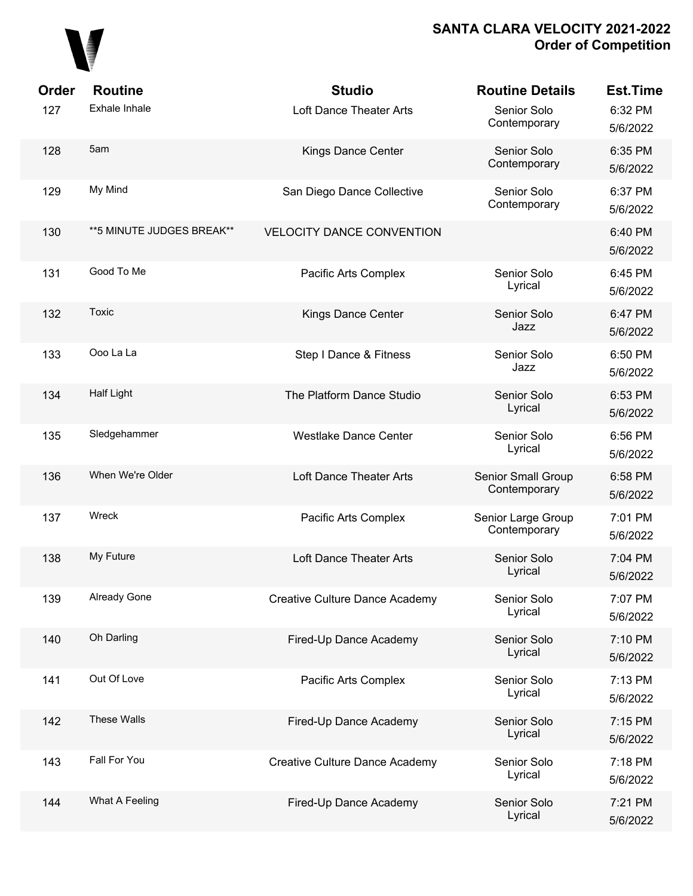**SANTA CLARA VELOCITY 2021-2022**
**Order of Competition**

| Order | Routine | Studio | Routine Details | Est.Time |
|---|---|---|---|---|
| 127 | Exhale Inhale | Loft Dance Theater Arts | Senior Solo Contemporary | 6:32 PM 5/6/2022 |
| 128 | 5am | Kings Dance Center | Senior Solo Contemporary | 6:35 PM 5/6/2022 |
| 129 | My Mind | San Diego Dance Collective | Senior Solo Contemporary | 6:37 PM 5/6/2022 |
| 130 | **5 MINUTE JUDGES BREAK** | VELOCITY DANCE CONVENTION | | 6:40 PM 5/6/2022 |
| 131 | Good To Me | Pacific Arts Complex | Senior Solo Lyrical | 6:45 PM 5/6/2022 |
| 132 | Toxic | Kings Dance Center | Senior Solo Jazz | 6:47 PM 5/6/2022 |
| 133 | Ooo La La | Step I Dance & Fitness | Senior Solo Jazz | 6:50 PM 5/6/2022 |
| 134 | Half Light | The Platform Dance Studio | Senior Solo Lyrical | 6:53 PM 5/6/2022 |
| 135 | Sledgehammer | Westlake Dance Center | Senior Solo Lyrical | 6:56 PM 5/6/2022 |
| 136 | When We're Older | Loft Dance Theater Arts | Senior Small Group Contemporary | 6:58 PM 5/6/2022 |
| 137 | Wreck | Pacific Arts Complex | Senior Large Group Contemporary | 7:01 PM 5/6/2022 |
| 138 | My Future | Loft Dance Theater Arts | Senior Solo Lyrical | 7:04 PM 5/6/2022 |
| 139 | Already Gone | Creative Culture Dance Academy | Senior Solo Lyrical | 7:07 PM 5/6/2022 |
| 140 | Oh Darling | Fired-Up Dance Academy | Senior Solo Lyrical | 7:10 PM 5/6/2022 |
| 141 | Out Of Love | Pacific Arts Complex | Senior Solo Lyrical | 7:13 PM 5/6/2022 |
| 142 | These Walls | Fired-Up Dance Academy | Senior Solo Lyrical | 7:15 PM 5/6/2022 |
| 143 | Fall For You | Creative Culture Dance Academy | Senior Solo Lyrical | 7:18 PM 5/6/2022 |
| 144 | What A Feeling | Fired-Up Dance Academy | Senior Solo Lyrical | 7:21 PM 5/6/2022 |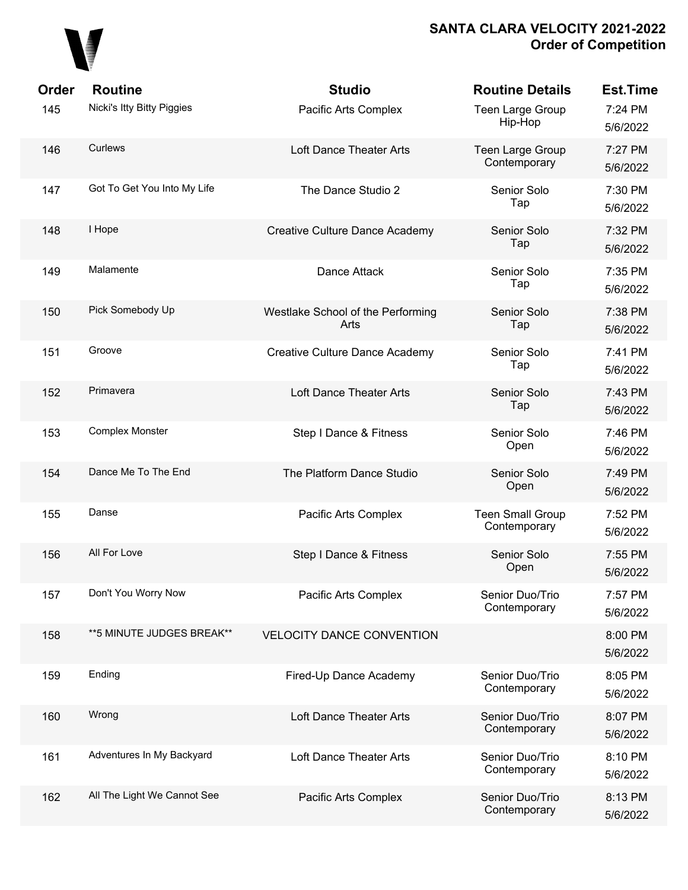# SANTA CLARA VELOCITY 2021-2022
## Order of Competition

| Order | Routine | Studio | Routine Details | Est.Time |
|---|---|---|---|---|
| 145 | Nicki's Itty Bitty Piggies | Pacific Arts Complex | Teen Large Group Hip-Hop | 7:24 PM 5/6/2022 |
| 146 | Curlews | Loft Dance Theater Arts | Teen Large Group Contemporary | 7:27 PM 5/6/2022 |
| 147 | Got To Get You Into My Life | The Dance Studio 2 | Senior Solo Tap | 7:30 PM 5/6/2022 |
| 148 | I Hope | Creative Culture Dance Academy | Senior Solo Tap | 7:32 PM 5/6/2022 |
| 149 | Malamente | Dance Attack | Senior Solo Tap | 7:35 PM 5/6/2022 |
| 150 | Pick Somebody Up | Westlake School of the Performing Arts | Senior Solo Tap | 7:38 PM 5/6/2022 |
| 151 | Groove | Creative Culture Dance Academy | Senior Solo Tap | 7:41 PM 5/6/2022 |
| 152 | Primavera | Loft Dance Theater Arts | Senior Solo Tap | 7:43 PM 5/6/2022 |
| 153 | Complex Monster | Step I Dance & Fitness | Senior Solo Open | 7:46 PM 5/6/2022 |
| 154 | Dance Me To The End | The Platform Dance Studio | Senior Solo Open | 7:49 PM 5/6/2022 |
| 155 | Danse | Pacific Arts Complex | Teen Small Group Contemporary | 7:52 PM 5/6/2022 |
| 156 | All For Love | Step I Dance & Fitness | Senior Solo Open | 7:55 PM 5/6/2022 |
| 157 | Don't You Worry Now | Pacific Arts Complex | Senior Duo/Trio Contemporary | 7:57 PM 5/6/2022 |
| 158 | **5 MINUTE JUDGES BREAK** | VELOCITY DANCE CONVENTION | | 8:00 PM 5/6/2022 |
| 159 | Ending | Fired-Up Dance Academy | Senior Duo/Trio Contemporary | 8:05 PM 5/6/2022 |
| 160 | Wrong | Loft Dance Theater Arts | Senior Duo/Trio Contemporary | 8:07 PM 5/6/2022 |
| 161 | Adventures In My Backyard | Loft Dance Theater Arts | Senior Duo/Trio Contemporary | 8:10 PM 5/6/2022 |
| 162 | All The Light We Cannot See | Pacific Arts Complex | Senior Duo/Trio Contemporary | 8:13 PM 5/6/2022 |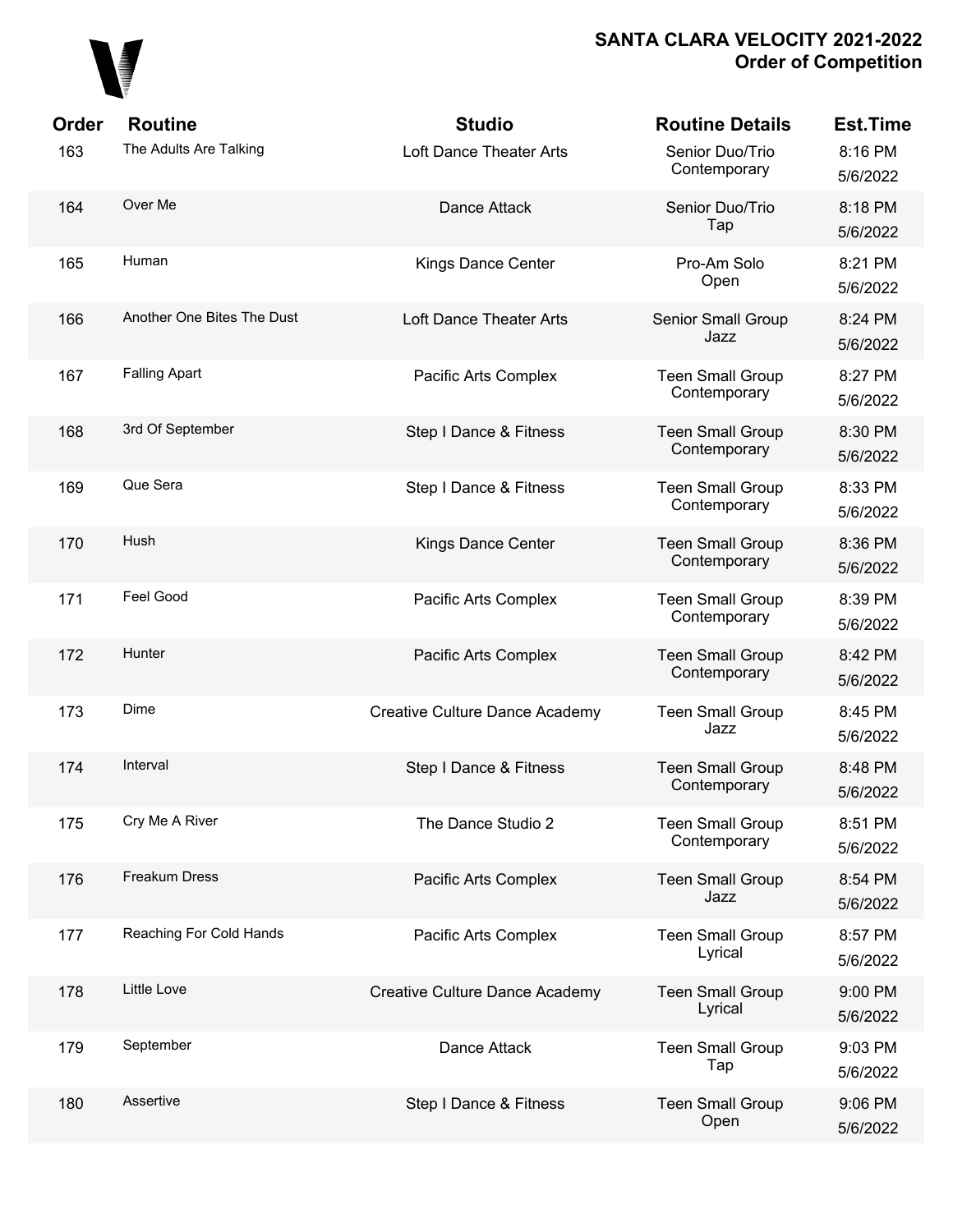# SANTA CLARA VELOCITY 2021-2022
## Order of Competition

| Order | Routine | Studio | Routine Details | Est.Time |
|---|---|---|---|---|
| 163 | The Adults Are Talking | Loft Dance Theater Arts | Senior Duo/Trio Contemporary | 8:16 PM 5/6/2022 |
| 164 | Over Me | Dance Attack | Senior Duo/Trio Tap | 8:18 PM 5/6/2022 |
| 165 | Human | Kings Dance Center | Pro-Am Solo Open | 8:21 PM 5/6/2022 |
| 166 | Another One Bites The Dust | Loft Dance Theater Arts | Senior Small Group Jazz | 8:24 PM 5/6/2022 |
| 167 | Falling Apart | Pacific Arts Complex | Teen Small Group Contemporary | 8:27 PM 5/6/2022 |
| 168 | 3rd Of September | Step I Dance & Fitness | Teen Small Group Contemporary | 8:30 PM 5/6/2022 |
| 169 | Que Sera | Step I Dance & Fitness | Teen Small Group Contemporary | 8:33 PM 5/6/2022 |
| 170 | Hush | Kings Dance Center | Teen Small Group Contemporary | 8:36 PM 5/6/2022 |
| 171 | Feel Good | Pacific Arts Complex | Teen Small Group Contemporary | 8:39 PM 5/6/2022 |
| 172 | Hunter | Pacific Arts Complex | Teen Small Group Contemporary | 8:42 PM 5/6/2022 |
| 173 | Dime | Creative Culture Dance Academy | Teen Small Group Jazz | 8:45 PM 5/6/2022 |
| 174 | Interval | Step I Dance & Fitness | Teen Small Group Contemporary | 8:48 PM 5/6/2022 |
| 175 | Cry Me A River | The Dance Studio 2 | Teen Small Group Contemporary | 8:51 PM 5/6/2022 |
| 176 | Freakum Dress | Pacific Arts Complex | Teen Small Group Jazz | 8:54 PM 5/6/2022 |
| 177 | Reaching For Cold Hands | Pacific Arts Complex | Teen Small Group Lyrical | 8:57 PM 5/6/2022 |
| 178 | Little Love | Creative Culture Dance Academy | Teen Small Group Lyrical | 9:00 PM 5/6/2022 |
| 179 | September | Dance Attack | Teen Small Group Tap | 9:03 PM 5/6/2022 |
| 180 | Assertive | Step I Dance & Fitness | Teen Small Group Open | 9:06 PM 5/6/2022 |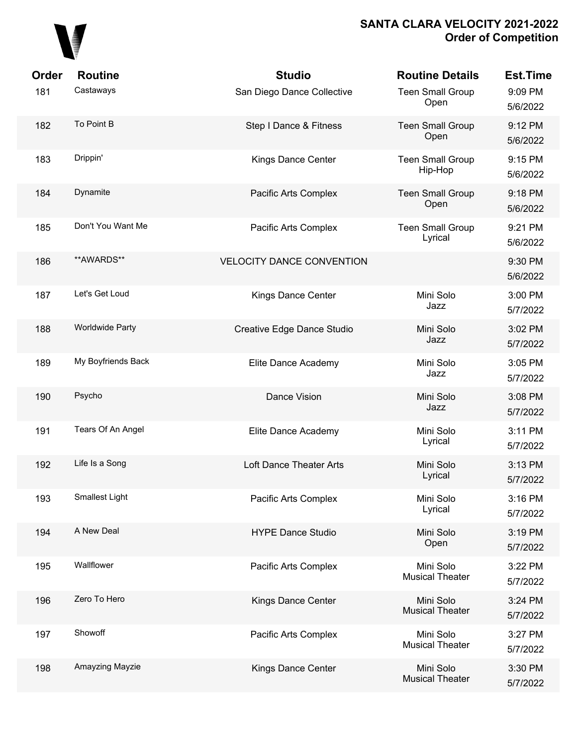# SANTA CLARA VELOCITY 2021-2022
## Order of Competition

| Order | Routine | Studio | Routine Details | Est.Time |
|---|---|---|---|---|
| 181 | Castaways | San Diego Dance Collective | Teen Small Group Open | 9:09 PM 5/6/2022 |
| 182 | To Point B | Step I Dance & Fitness | Teen Small Group Open | 9:12 PM 5/6/2022 |
| 183 | Drippin' | Kings Dance Center | Teen Small Group Hip-Hop | 9:15 PM 5/6/2022 |
| 184 | Dynamite | Pacific Arts Complex | Teen Small Group Open | 9:18 PM 5/6/2022 |
| 185 | Don't You Want Me | Pacific Arts Complex | Teen Small Group Lyrical | 9:21 PM 5/6/2022 |
| 186 | **AWARDS** | VELOCITY DANCE CONVENTION | | 9:30 PM 5/6/2022 |
| 187 | Let's Get Loud | Kings Dance Center | Mini Solo Jazz | 3:00 PM 5/7/2022 |
| 188 | Worldwide Party | Creative Edge Dance Studio | Mini Solo Jazz | 3:02 PM 5/7/2022 |
| 189 | My Boyfriends Back | Elite Dance Academy | Mini Solo Jazz | 3:05 PM 5/7/2022 |
| 190 | Psycho | Dance Vision | Mini Solo Jazz | 3:08 PM 5/7/2022 |
| 191 | Tears Of An Angel | Elite Dance Academy | Mini Solo Lyrical | 3:11 PM 5/7/2022 |
| 192 | Life Is a Song | Loft Dance Theater Arts | Mini Solo Lyrical | 3:13 PM 5/7/2022 |
| 193 | Smallest Light | Pacific Arts Complex | Mini Solo Lyrical | 3:16 PM 5/7/2022 |
| 194 | A New Deal | HYPE Dance Studio | Mini Solo Open | 3:19 PM 5/7/2022 |
| 195 | Wallflower | Pacific Arts Complex | Mini Solo Musical Theater | 3:22 PM 5/7/2022 |
| 196 | Zero To Hero | Kings Dance Center | Mini Solo Musical Theater | 3:24 PM 5/7/2022 |
| 197 | Showoff | Pacific Arts Complex | Mini Solo Musical Theater | 3:27 PM 5/7/2022 |
| 198 | Amayzing Mayzie | Kings Dance Center | Mini Solo Musical Theater | 3:30 PM 5/7/2022 |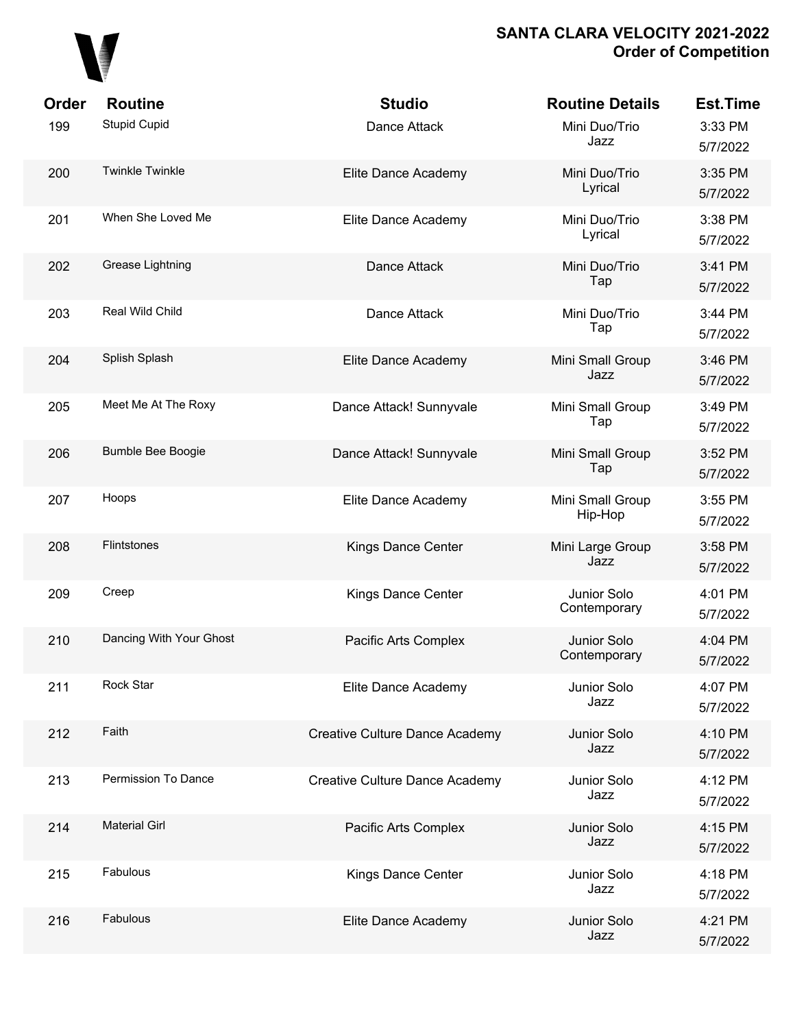**SANTA CLARA VELOCITY 2021-2022**
**Order of Competition**

| Order | Routine | Studio | Routine Details | Est.Time |
|---|---|---|---|---|
| 199 | Stupid Cupid | Dance Attack | Mini Duo/Trio Jazz | 3:33 PM 5/7/2022 |
| 200 | Twinkle Twinkle | Elite Dance Academy | Mini Duo/Trio Lyrical | 3:35 PM 5/7/2022 |
| 201 | When She Loved Me | Elite Dance Academy | Mini Duo/Trio Lyrical | 3:38 PM 5/7/2022 |
| 202 | Grease Lightning | Dance Attack | Mini Duo/Trio Tap | 3:41 PM 5/7/2022 |
| 203 | Real Wild Child | Dance Attack | Mini Duo/Trio Tap | 3:44 PM 5/7/2022 |
| 204 | Splish Splash | Elite Dance Academy | Mini Small Group Jazz | 3:46 PM 5/7/2022 |
| 205 | Meet Me At The Roxy | Dance Attack! Sunnyvale | Mini Small Group Tap | 3:49 PM 5/7/2022 |
| 206 | Bumble Bee Boogie | Dance Attack! Sunnyvale | Mini Small Group Tap | 3:52 PM 5/7/2022 |
| 207 | Hoops | Elite Dance Academy | Mini Small Group Hip-Hop | 3:55 PM 5/7/2022 |
| 208 | Flintstones | Kings Dance Center | Mini Large Group Jazz | 3:58 PM 5/7/2022 |
| 209 | Creep | Kings Dance Center | Junior Solo Contemporary | 4:01 PM 5/7/2022 |
| 210 | Dancing With Your Ghost | Pacific Arts Complex | Junior Solo Contemporary | 4:04 PM 5/7/2022 |
| 211 | Rock Star | Elite Dance Academy | Junior Solo Jazz | 4:07 PM 5/7/2022 |
| 212 | Faith | Creative Culture Dance Academy | Junior Solo Jazz | 4:10 PM 5/7/2022 |
| 213 | Permission To Dance | Creative Culture Dance Academy | Junior Solo Jazz | 4:12 PM 5/7/2022 |
| 214 | Material Girl | Pacific Arts Complex | Junior Solo Jazz | 4:15 PM 5/7/2022 |
| 215 | Fabulous | Kings Dance Center | Junior Solo Jazz | 4:18 PM 5/7/2022 |
| 216 | Fabulous | Elite Dance Academy | Junior Solo Jazz | 4:21 PM 5/7/2022 |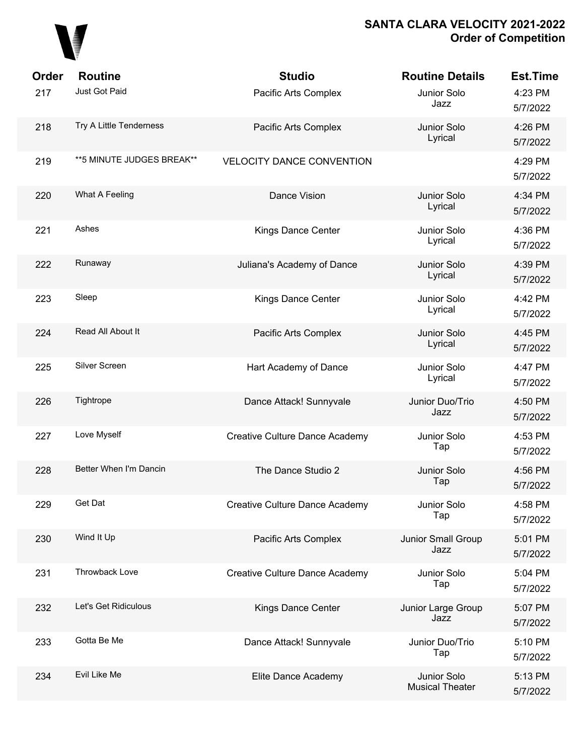# SANTA CLARA VELOCITY 2021-2022
## Order of Competition

| Order | Routine | Studio | Routine Details | Est.Time |
|---|---|---|---|---|
| 217 | Just Got Paid | Pacific Arts Complex | Junior Solo Jazz | 4:23 PM 5/7/2022 |
| 218 | Try A Little Tenderness | Pacific Arts Complex | Junior Solo Lyrical | 4:26 PM 5/7/2022 |
| 219 | **5 MINUTE JUDGES BREAK** | VELOCITY DANCE CONVENTION | | 4:29 PM 5/7/2022 |
| 220 | What A Feeling | Dance Vision | Junior Solo Lyrical | 4:34 PM 5/7/2022 |
| 221 | Ashes | Kings Dance Center | Junior Solo Lyrical | 4:36 PM 5/7/2022 |
| 222 | Runaway | Juliana's Academy of Dance | Junior Solo Lyrical | 4:39 PM 5/7/2022 |
| 223 | Sleep | Kings Dance Center | Junior Solo Lyrical | 4:42 PM 5/7/2022 |
| 224 | Read All About It | Pacific Arts Complex | Junior Solo Lyrical | 4:45 PM 5/7/2022 |
| 225 | Silver Screen | Hart Academy of Dance | Junior Solo Lyrical | 4:47 PM 5/7/2022 |
| 226 | Tightrope | Dance Attack! Sunnyvale | Junior Duo/Trio Jazz | 4:50 PM 5/7/2022 |
| 227 | Love Myself | Creative Culture Dance Academy | Junior Solo Tap | 4:53 PM 5/7/2022 |
| 228 | Better When I'm Dancin | The Dance Studio 2 | Junior Solo Tap | 4:56 PM 5/7/2022 |
| 229 | Get Dat | Creative Culture Dance Academy | Junior Solo Tap | 4:58 PM 5/7/2022 |
| 230 | Wind It Up | Pacific Arts Complex | Junior Small Group Jazz | 5:01 PM 5/7/2022 |
| 231 | Throwback Love | Creative Culture Dance Academy | Junior Solo Tap | 5:04 PM 5/7/2022 |
| 232 | Let's Get Ridiculous | Kings Dance Center | Junior Large Group Jazz | 5:07 PM 5/7/2022 |
| 233 | Gotta Be Me | Dance Attack! Sunnyvale | Junior Duo/Trio Tap | 5:10 PM 5/7/2022 |
| 234 | Evil Like Me | Elite Dance Academy | Junior Solo Musical Theater | 5:13 PM 5/7/2022 |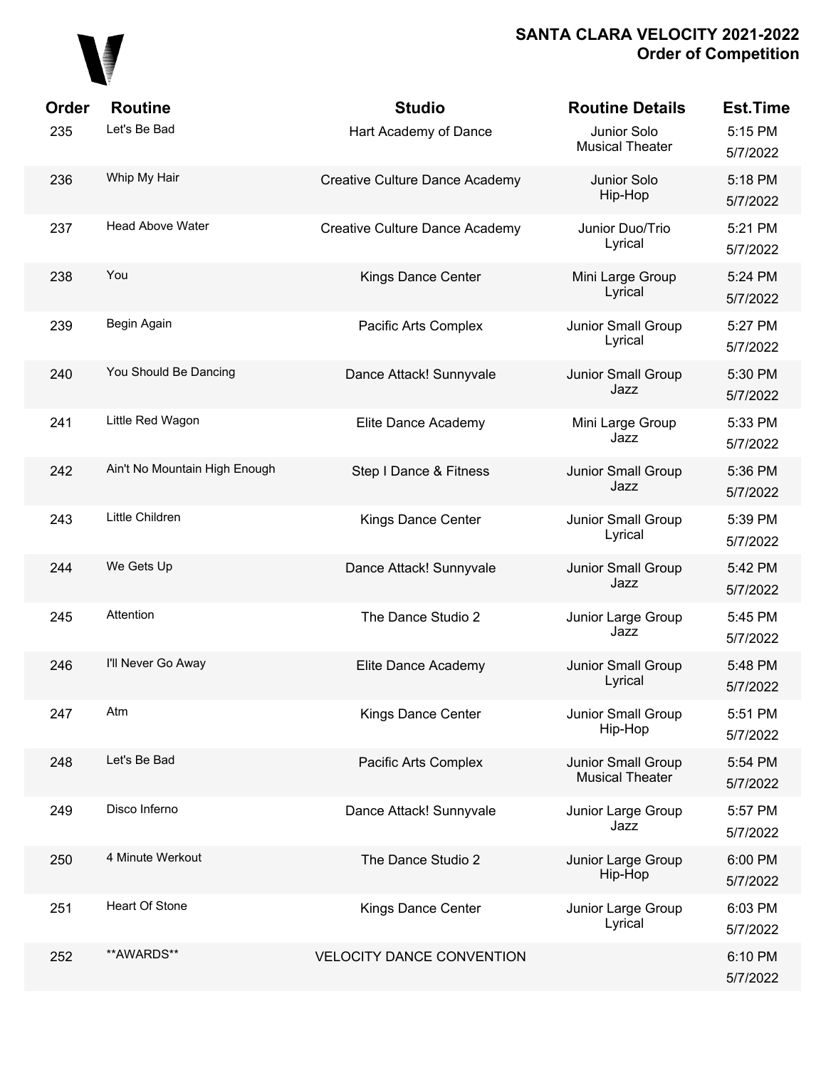**SANTA CLARA VELOCITY 2021-2022**
**Order of Competition**

| Order | Routine | Studio | Routine Details | Est.Time |
|---|---|---|---|---|
| 235 | Let's Be Bad | Hart Academy of Dance | Junior Solo Musical Theater | 5:15 PM 5/7/2022 |
| 236 | Whip My Hair | Creative Culture Dance Academy | Junior Solo Hip-Hop | 5:18 PM 5/7/2022 |
| 237 | Head Above Water | Creative Culture Dance Academy | Junior Duo/Trio Lyrical | 5:21 PM 5/7/2022 |
| 238 | You | Kings Dance Center | Mini Large Group Lyrical | 5:24 PM 5/7/2022 |
| 239 | Begin Again | Pacific Arts Complex | Junior Small Group Lyrical | 5:27 PM 5/7/2022 |
| 240 | You Should Be Dancing | Dance Attack! Sunnyvale | Junior Small Group Jazz | 5:30 PM 5/7/2022 |
| 241 | Little Red Wagon | Elite Dance Academy | Mini Large Group Jazz | 5:33 PM 5/7/2022 |
| 242 | Ain't No Mountain High Enough | Step I Dance & Fitness | Junior Small Group Jazz | 5:36 PM 5/7/2022 |
| 243 | Little Children | Kings Dance Center | Junior Small Group Lyrical | 5:39 PM 5/7/2022 |
| 244 | We Gets Up | Dance Attack! Sunnyvale | Junior Small Group Jazz | 5:42 PM 5/7/2022 |
| 245 | Attention | The Dance Studio 2 | Junior Large Group Jazz | 5:45 PM 5/7/2022 |
| 246 | I'll Never Go Away | Elite Dance Academy | Junior Small Group Lyrical | 5:48 PM 5/7/2022 |
| 247 | Atm | Kings Dance Center | Junior Small Group Hip-Hop | 5:51 PM 5/7/2022 |
| 248 | Let's Be Bad | Pacific Arts Complex | Junior Small Group Musical Theater | 5:54 PM 5/7/2022 |
| 249 | Disco Inferno | Dance Attack! Sunnyvale | Junior Large Group Jazz | 5:57 PM 5/7/2022 |
| 250 | 4 Minute Werkout | The Dance Studio 2 | Junior Large Group Hip-Hop | 6:00 PM 5/7/2022 |
| 251 | Heart Of Stone | Kings Dance Center | Junior Large Group Lyrical | 6:03 PM 5/7/2022 |
| 252 | **AWARDS** | VELOCITY DANCE CONVENTION | | 6:10 PM 5/7/2022 |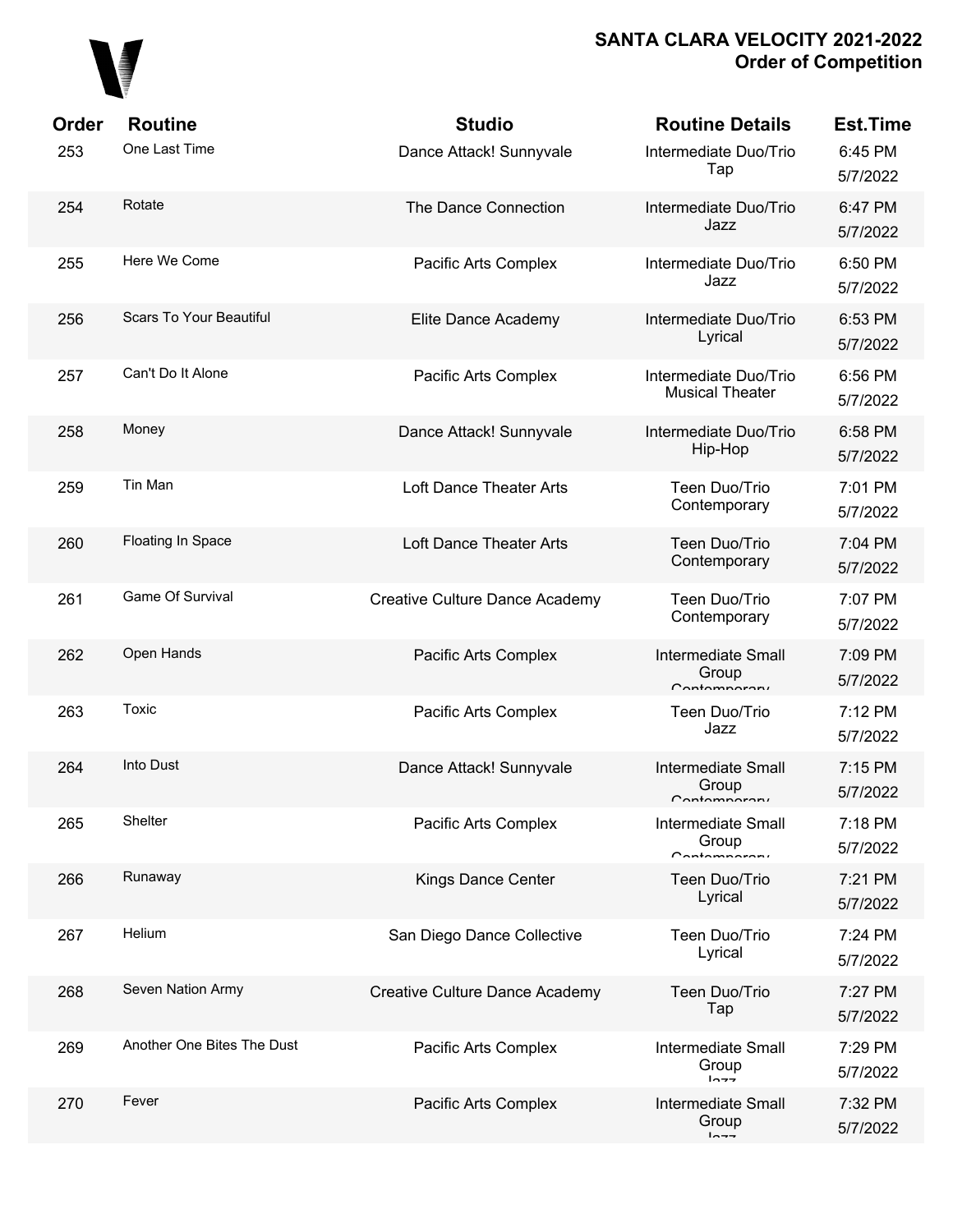# SANTA CLARA VELOCITY 2021-2022
## Order of Competition

| Order | Routine | Studio | Routine Details | Est.Time |
|---|---|---|---|---|
| 253 | One Last Time | Dance Attack! Sunnyvale | Intermediate Duo/Trio Tap | 6:45 PM 5/7/2022 |
| 254 | Rotate | The Dance Connection | Intermediate Duo/Trio Jazz | 6:47 PM 5/7/2022 |
| 255 | Here We Come | Pacific Arts Complex | Intermediate Duo/Trio Jazz | 6:50 PM 5/7/2022 |
| 256 | Scars To Your Beautiful | Elite Dance Academy | Intermediate Duo/Trio Lyrical | 6:53 PM 5/7/2022 |
| 257 | Can't Do It Alone | Pacific Arts Complex | Intermediate Duo/Trio Musical Theater | 6:56 PM 5/7/2022 |
| 258 | Money | Dance Attack! Sunnyvale | Intermediate Duo/Trio Hip-Hop | 6:58 PM 5/7/2022 |
| 259 | Tin Man | Loft Dance Theater Arts | Teen Duo/Trio Contemporary | 7:01 PM 5/7/2022 |
| 260 | Floating In Space | Loft Dance Theater Arts | Teen Duo/Trio Contemporary | 7:04 PM 5/7/2022 |
| 261 | Game Of Survival | Creative Culture Dance Academy | Teen Duo/Trio Contemporary | 7:07 PM 5/7/2022 |
| 262 | Open Hands | Pacific Arts Complex | Intermediate Small Group Contemporary | 7:09 PM 5/7/2022 |
| 263 | Toxic | Pacific Arts Complex | Teen Duo/Trio Jazz | 7:12 PM 5/7/2022 |
| 264 | Into Dust | Dance Attack! Sunnyvale | Intermediate Small Group Contemporary | 7:15 PM 5/7/2022 |
| 265 | Shelter | Pacific Arts Complex | Intermediate Small Group Contemporary | 7:18 PM 5/7/2022 |
| 266 | Runaway | Kings Dance Center | Teen Duo/Trio Lyrical | 7:21 PM 5/7/2022 |
| 267 | Helium | San Diego Dance Collective | Teen Duo/Trio Lyrical | 7:24 PM 5/7/2022 |
| 268 | Seven Nation Army | Creative Culture Dance Academy | Teen Duo/Trio Tap | 7:27 PM 5/7/2022 |
| 269 | Another One Bites The Dust | Pacific Arts Complex | Intermediate Small Group Jazz | 7:29 PM 5/7/2022 |
| 270 | Fever | Pacific Arts Complex | Intermediate Small Group Jazz | 7:32 PM 5/7/2022 |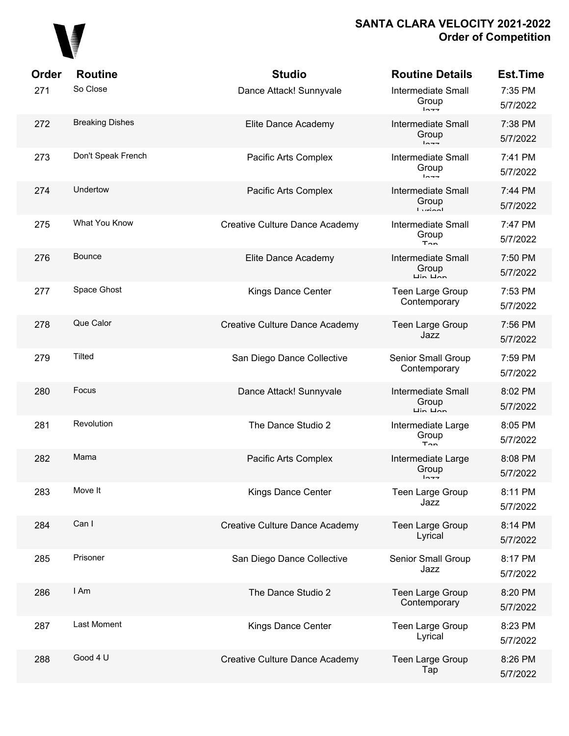# SANTA CLARA VELOCITY 2021-2022
## Order of Competition

| Order | Routine | Studio | Routine Details | Est.Time |
|---|---|---|---|---|
| 271 | So Close | Dance Attack! Sunnyvale | Intermediate Small Group Jazz | 7:35 PM 5/7/2022 |
| 272 | Breaking Dishes | Elite Dance Academy | Intermediate Small Group Jazz | 7:38 PM 5/7/2022 |
| 273 | Don't Speak French | Pacific Arts Complex | Intermediate Small Group Jazz | 7:41 PM 5/7/2022 |
| 274 | Undertow | Pacific Arts Complex | Intermediate Small Group Lyrical | 7:44 PM 5/7/2022 |
| 275 | What You Know | Creative Culture Dance Academy | Intermediate Small Group Tap | 7:47 PM 5/7/2022 |
| 276 | Bounce | Elite Dance Academy | Intermediate Small Group Hip Hop | 7:50 PM 5/7/2022 |
| 277 | Space Ghost | Kings Dance Center | Teen Large Group Contemporary | 7:53 PM 5/7/2022 |
| 278 | Que Calor | Creative Culture Dance Academy | Teen Large Group Jazz | 7:56 PM 5/7/2022 |
| 279 | Tilted | San Diego Dance Collective | Senior Small Group Contemporary | 7:59 PM 5/7/2022 |
| 280 | Focus | Dance Attack! Sunnyvale | Intermediate Small Group Hip Hop | 8:02 PM 5/7/2022 |
| 281 | Revolution | The Dance Studio 2 | Intermediate Large Group Tap | 8:05 PM 5/7/2022 |
| 282 | Mama | Pacific Arts Complex | Intermediate Large Group Jazz | 8:08 PM 5/7/2022 |
| 283 | Move It | Kings Dance Center | Teen Large Group Jazz | 8:11 PM 5/7/2022 |
| 284 | Can I | Creative Culture Dance Academy | Teen Large Group Lyrical | 8:14 PM 5/7/2022 |
| 285 | Prisoner | San Diego Dance Collective | Senior Small Group Jazz | 8:17 PM 5/7/2022 |
| 286 | I Am | The Dance Studio 2 | Teen Large Group Contemporary | 8:20 PM 5/7/2022 |
| 287 | Last Moment | Kings Dance Center | Teen Large Group Lyrical | 8:23 PM 5/7/2022 |
| 288 | Good 4 U | Creative Culture Dance Academy | Teen Large Group Tap | 8:26 PM 5/7/2022 |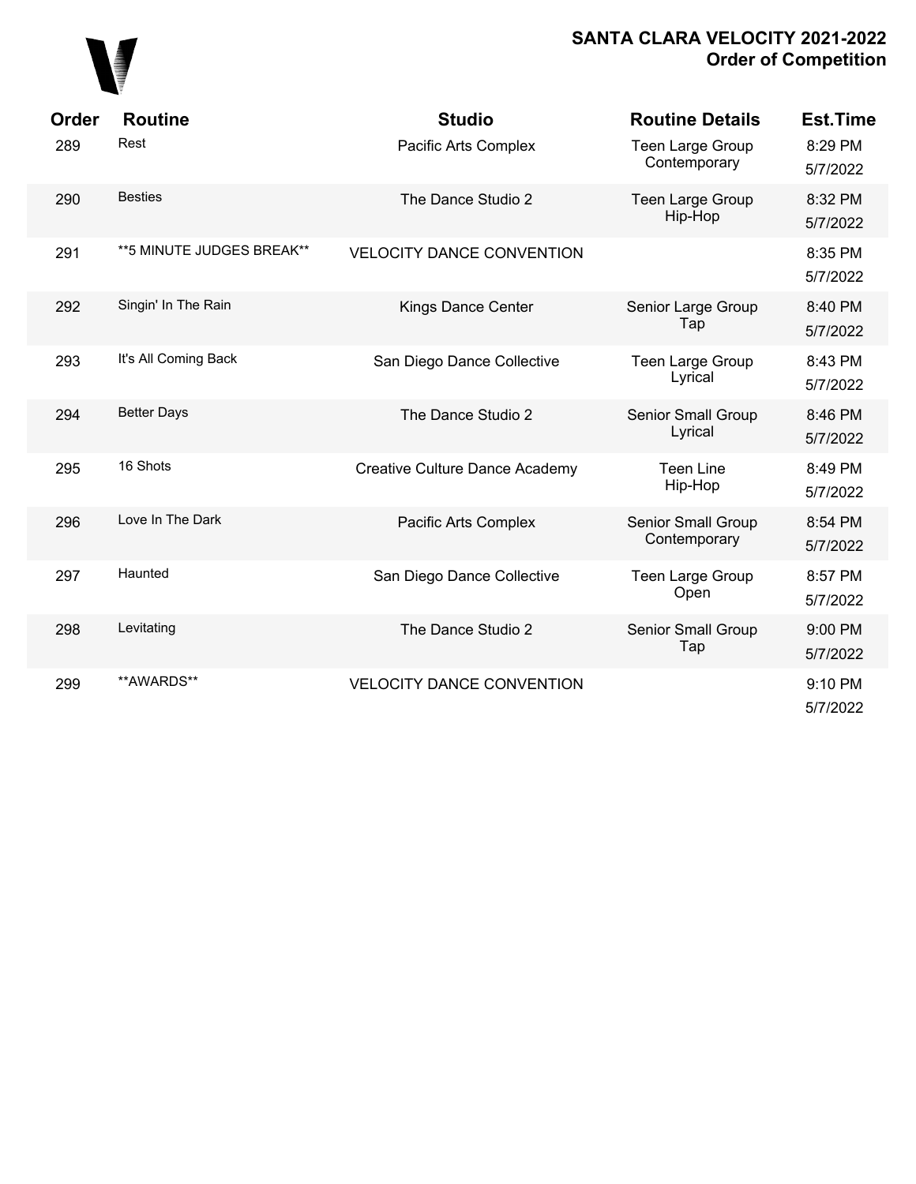**SANTA CLARA VELOCITY 2021-2022**
**Order of Competition**

| Order | Routine | Studio | Routine Details | Est.Time |
|---|---|---|---|---|
| 289 | Rest | Pacific Arts Complex | Teen Large Group Contemporary | 8:29 PM 5/7/2022 |
| 290 | Besties | The Dance Studio 2 | Teen Large Group Hip-Hop | 8:32 PM 5/7/2022 |
| 291 | **5 MINUTE JUDGES BREAK** | VELOCITY DANCE CONVENTION | | 8:35 PM 5/7/2022 |
| 292 | Singin' In The Rain | Kings Dance Center | Senior Large Group Tap | 8:40 PM 5/7/2022 |
| 293 | It's All Coming Back | San Diego Dance Collective | Teen Large Group Lyrical | 8:43 PM 5/7/2022 |
| 294 | Better Days | The Dance Studio 2 | Senior Small Group Lyrical | 8:46 PM 5/7/2022 |
| 295 | 16 Shots | Creative Culture Dance Academy | Teen Line Hip-Hop | 8:49 PM 5/7/2022 |
| 296 | Love In The Dark | Pacific Arts Complex | Senior Small Group Contemporary | 8:54 PM 5/7/2022 |
| 297 | Haunted | San Diego Dance Collective | Teen Large Group Open | 8:57 PM 5/7/2022 |
| 298 | Levitating | The Dance Studio 2 | Senior Small Group Tap | 9:00 PM 5/7/2022 |
| 299 | **AWARDS** | VELOCITY DANCE CONVENTION | | 9:10 PM 5/7/2022 |